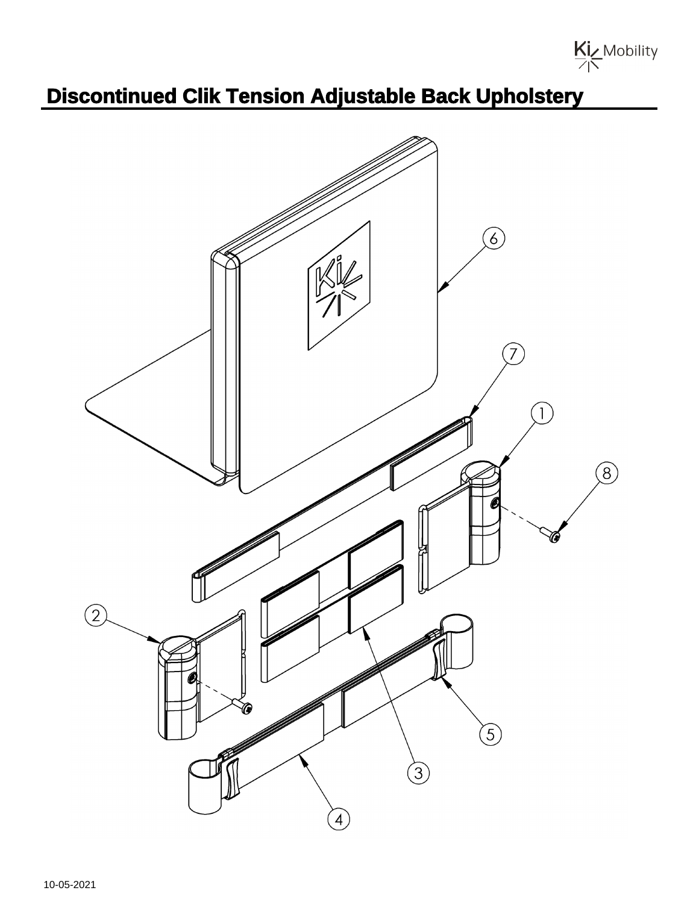# Discontinued Clik Tension Adjustable Back Upholstery

10-05-2021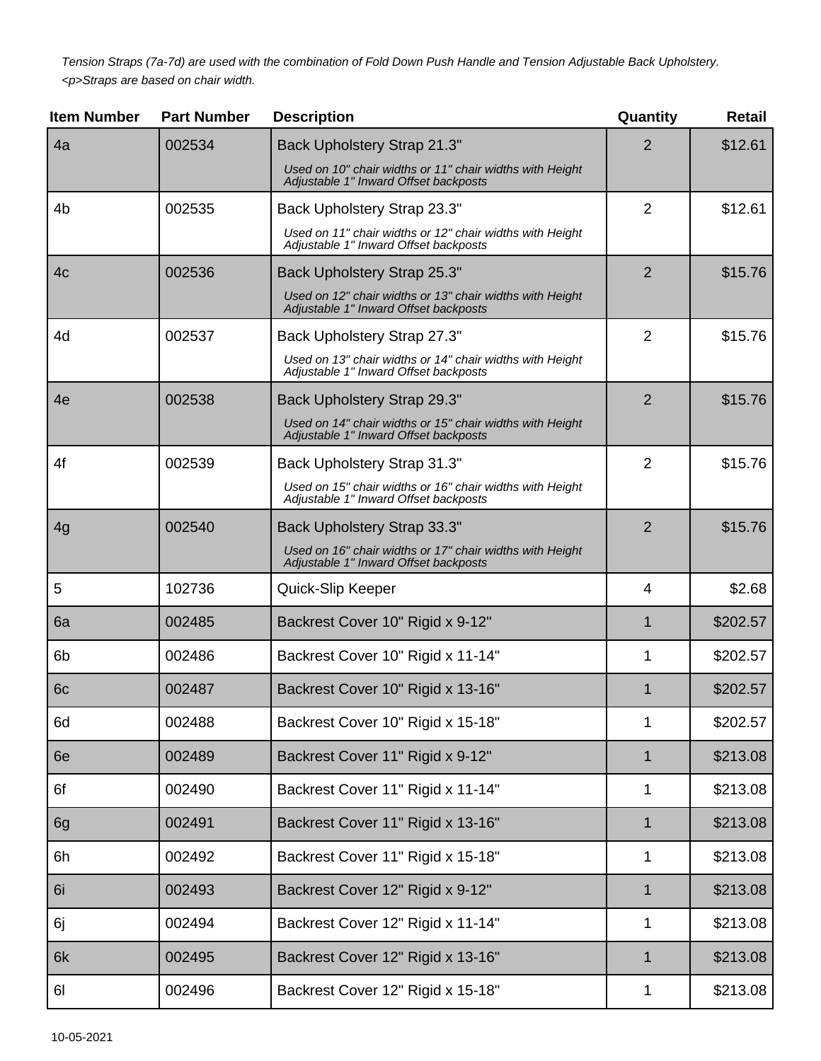*Tension Straps (7a-7d) are used with the combination of Fold Down Push Handle and Tension Adjustable Back Upholstery.*
*<p>Straps are based on chair width.*

| Item Number | Part Number | Description | Quantity | Retail |
|---|---|---|---|---|
| 4a | 002534 | Back Upholstery Strap 21.3"<br>*Used on 10" chair widths or 11" chair widths with Height Adjustable 1" Inward Offset backposts* | 2 | $12.61 |
| 4b | 002535 | Back Upholstery Strap 23.3"<br>*Used on 11" chair widths or 12" chair widths with Height Adjustable 1" Inward Offset backposts* | 2 | $12.61 |
| 4c | 002536 | Back Upholstery Strap 25.3"<br>*Used on 12" chair widths or 13" chair widths with Height Adjustable 1" Inward Offset backposts* | 2 | $15.76 |
| 4d | 002537 | Back Upholstery Strap 27.3"<br>*Used on 13" chair widths or 14" chair widths with Height Adjustable 1" Inward Offset backposts* | 2 | $15.76 |
| 4e | 002538 | Back Upholstery Strap 29.3"<br>*Used on 14" chair widths or 15" chair widths with Height Adjustable 1" Inward Offset backposts* | 2 | $15.76 |
| 4f | 002539 | Back Upholstery Strap 31.3"<br>*Used on 15" chair widths or 16" chair widths with Height Adjustable 1" Inward Offset backposts* | 2 | $15.76 |
| 4g | 002540 | Back Upholstery Strap 33.3"<br>*Used on 16" chair widths or 17" chair widths with Height Adjustable 1" Inward Offset backposts* | 2 | $15.76 |
| 5 | 102736 | Quick-Slip Keeper | 4 | $2.68 |
| 6a | 002485 | Backrest Cover 10" Rigid x 9-12" | 1 | $202.57 |
| 6b | 002486 | Backrest Cover 10" Rigid x 11-14" | 1 | $202.57 |
| 6c | 002487 | Backrest Cover 10" Rigid x 13-16" | 1 | $202.57 |
| 6d | 002488 | Backrest Cover 10" Rigid x 15-18" | 1 | $202.57 |
| 6e | 002489 | Backrest Cover 11" Rigid x 9-12" | 1 | $213.08 |
| 6f | 002490 | Backrest Cover 11" Rigid x 11-14" | 1 | $213.08 |
| 6g | 002491 | Backrest Cover 11" Rigid x 13-16" | 1 | $213.08 |
| 6h | 002492 | Backrest Cover 11" Rigid x 15-18" | 1 | $213.08 |
| 6i | 002493 | Backrest Cover 12" Rigid x 9-12" | 1 | $213.08 |
| 6j | 002494 | Backrest Cover 12" Rigid x 11-14" | 1 | $213.08 |
| 6k | 002495 | Backrest Cover 12" Rigid x 13-16" | 1 | $213.08 |
| 6l | 002496 | Backrest Cover 12" Rigid x 15-18" | 1 | $213.08 |

10-05-2021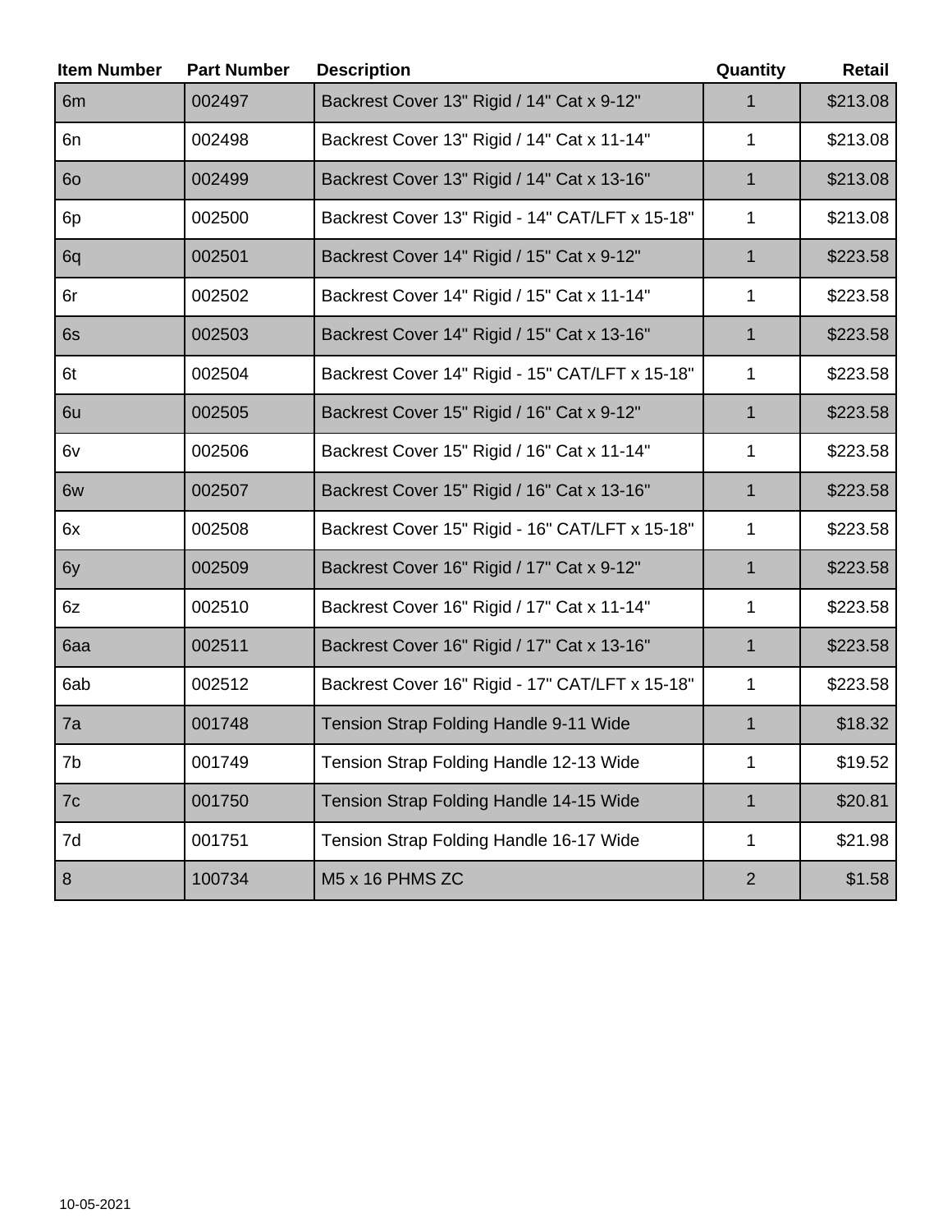| Item Number | Part Number | Description | Quantity | Retail |
|---|---|---|---|---|
| 6m | 002497 | Backrest Cover 13" Rigid / 14" Cat x 9-12" | 1 | $213.08 |
| 6n | 002498 | Backrest Cover 13" Rigid / 14" Cat x 11-14" | 1 | $213.08 |
| 6o | 002499 | Backrest Cover 13" Rigid / 14" Cat x 13-16" | 1 | $213.08 |
| 6p | 002500 | Backrest Cover 13" Rigid - 14" CAT/LFT x 15-18" | 1 | $213.08 |
| 6q | 002501 | Backrest Cover 14" Rigid / 15" Cat x 9-12" | 1 | $223.58 |
| 6r | 002502 | Backrest Cover 14" Rigid / 15" Cat x 11-14" | 1 | $223.58 |
| 6s | 002503 | Backrest Cover 14" Rigid / 15" Cat x 13-16" | 1 | $223.58 |
| 6t | 002504 | Backrest Cover 14" Rigid - 15" CAT/LFT x 15-18" | 1 | $223.58 |
| 6u | 002505 | Backrest Cover 15" Rigid / 16" Cat x 9-12" | 1 | $223.58 |
| 6v | 002506 | Backrest Cover 15" Rigid / 16" Cat x 11-14" | 1 | $223.58 |
| 6w | 002507 | Backrest Cover 15" Rigid / 16" Cat x 13-16" | 1 | $223.58 |
| 6x | 002508 | Backrest Cover 15" Rigid - 16" CAT/LFT x 15-18" | 1 | $223.58 |
| 6y | 002509 | Backrest Cover 16" Rigid / 17" Cat x 9-12" | 1 | $223.58 |
| 6z | 002510 | Backrest Cover 16" Rigid / 17" Cat x 11-14" | 1 | $223.58 |
| 6aa | 002511 | Backrest Cover 16" Rigid / 17" Cat x 13-16" | 1 | $223.58 |
| 6ab | 002512 | Backrest Cover 16" Rigid - 17" CAT/LFT x 15-18" | 1 | $223.58 |
| 7a | 001748 | Tension Strap Folding Handle 9-11 Wide | 1 | $18.32 |
| 7b | 001749 | Tension Strap Folding Handle 12-13 Wide | 1 | $19.52 |
| 7c | 001750 | Tension Strap Folding Handle 14-15 Wide | 1 | $20.81 |
| 7d | 001751 | Tension Strap Folding Handle 16-17 Wide | 1 | $21.98 |
| 8 | 100734 | M5 x 16 PHMS ZC | 2 | $1.58 |